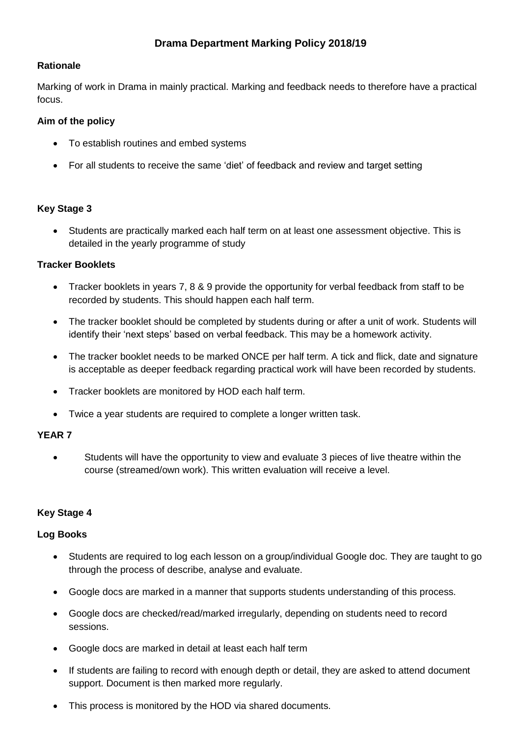# Drama Department Marking Policy 2018/19

**Rationale**

Marking of work in Drama in mainly practical. Marking and feedback needs to therefore have a practical focus.

**Aim of the policy**

- To establish routines and embed systems
- For all students to receive the same 'diet' of feedback and review and target setting

**Key Stage 3**

- Students are practically marked each half term on at least one assessment objective. This is detailed in the yearly programme of study

**Tracker Booklets**

- Tracker booklets in years 7, 8 & 9 provide the opportunity for verbal feedback from staff to be recorded by students. This should happen each half term.
- The tracker booklet should be completed by students during or after a unit of work. Students will identify their 'next steps' based on verbal feedback. This may be a homework activity.
- The tracker booklet needs to be marked ONCE per half term. A tick and flick, date and signature is acceptable as deeper feedback regarding practical work will have been recorded by students.
- Tracker booklets are monitored by HOD each half term.
- Twice a year students are required to complete a longer written task.

**YEAR 7**

- Students will have the opportunity to view and evaluate 3 pieces of live theatre within the course (streamed/own work). This written evaluation will receive a level.

**Key Stage 4**

**Log Books**

- Students are required to log each lesson on a group/individual Google doc. They are taught to go through the process of describe, analyse and evaluate.
- Google docs are marked in a manner that supports students understanding of this process.
- Google docs are checked/read/marked irregularly, depending on students need to record sessions.
- Google docs are marked in detail at least each half term
- If students are failing to record with enough depth or detail, they are asked to attend document support. Document is then marked more regularly.
- This process is monitored by the HOD via shared documents.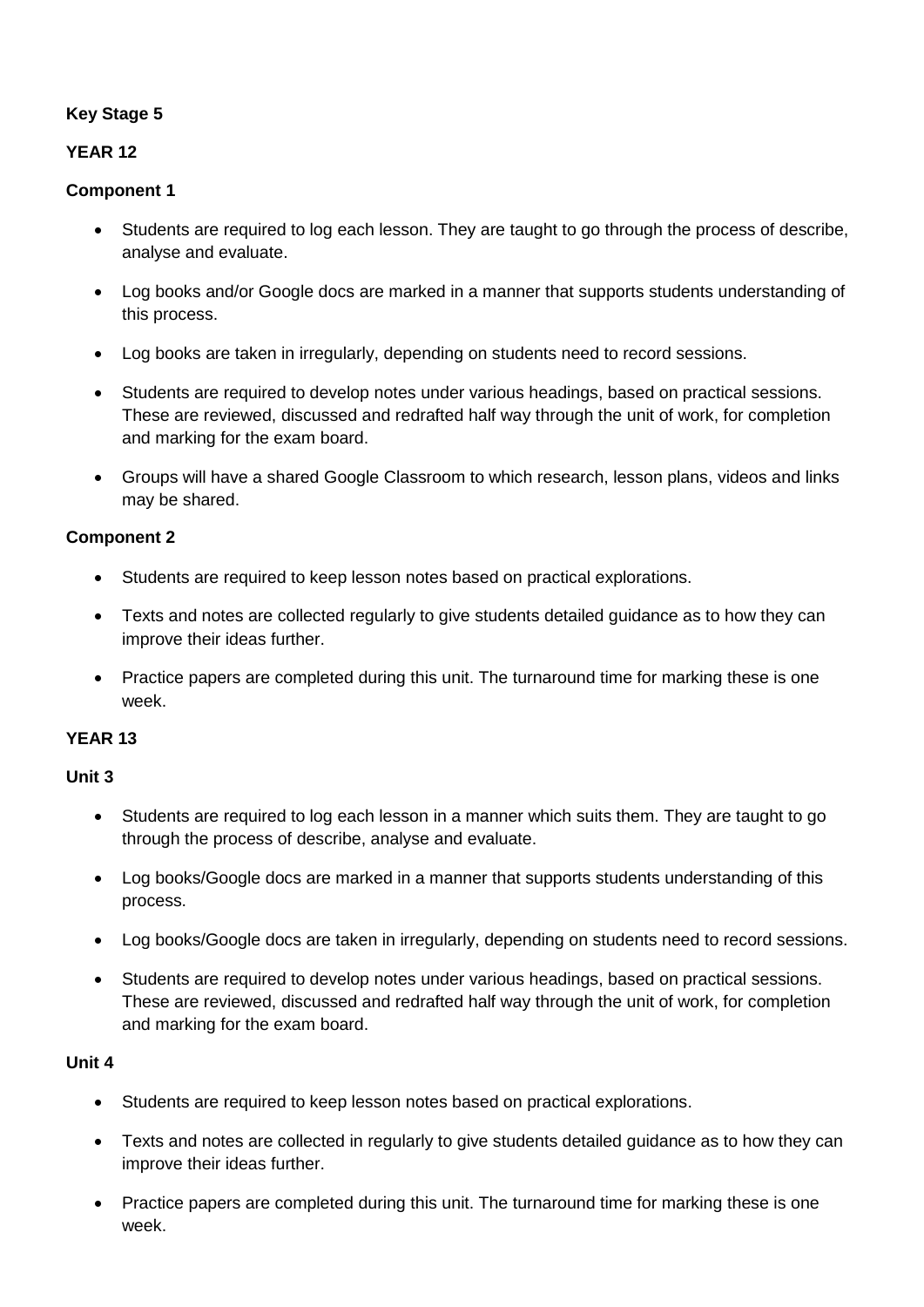**Key Stage 5**

**YEAR 12**

**Component 1**

- Students are required to log each lesson. They are taught to go through the process of describe, analyse and evaluate.
- Log books and/or Google docs are marked in a manner that supports students understanding of this process.
- Log books are taken in irregularly, depending on students need to record sessions.
- Students are required to develop notes under various headings, based on practical sessions. These are reviewed, discussed and redrafted half way through the unit of work, for completion and marking for the exam board.
- Groups will have a shared Google Classroom to which research, lesson plans, videos and links may be shared.

**Component 2**

- Students are required to keep lesson notes based on practical explorations.
- Texts and notes are collected regularly to give students detailed guidance as to how they can improve their ideas further.
- Practice papers are completed during this unit. The turnaround time for marking these is one week.

**YEAR 13**

**Unit 3**

- Students are required to log each lesson in a manner which suits them. They are taught to go through the process of describe, analyse and evaluate.
- Log books/Google docs are marked in a manner that supports students understanding of this process.
- Log books/Google docs are taken in irregularly, depending on students need to record sessions.
- Students are required to develop notes under various headings, based on practical sessions. These are reviewed, discussed and redrafted half way through the unit of work, for completion and marking for the exam board.

**Unit 4**

- Students are required to keep lesson notes based on practical explorations.
- Texts and notes are collected in regularly to give students detailed guidance as to how they can improve their ideas further.
- Practice papers are completed during this unit. The turnaround time for marking these is one week.